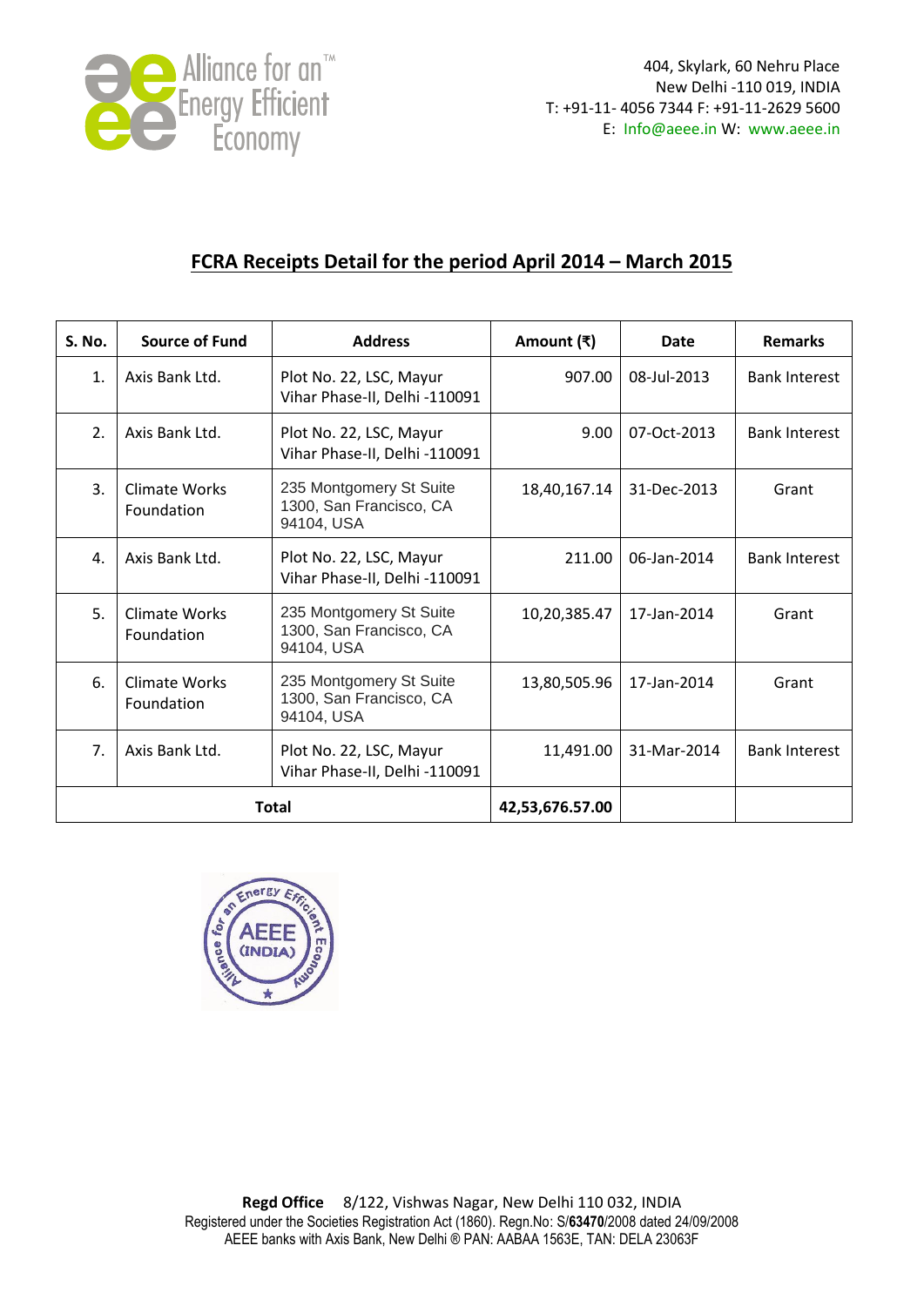404, Skylark, 60 Nehru Place
New Delhi -110 019, INDIA
T: +91-11- 4056 7344 F: +91-11-2629 5600
E: Info@aeee.in W: www.aeee.in

# FCRA Receipts Detail for the period April 2014 – March 2015

| S. No. | Source of Fund | Address | Amount (₹) | Date | Remarks |
|---|---|---|---|---|---|
| 1. | Axis Bank Ltd. | Plot No. 22, LSC, Mayur Vihar Phase-II, Delhi -110091 | 907.00 | 08-Jul-2013 | Bank Interest |
| 2. | Axis Bank Ltd. | Plot No. 22, LSC, Mayur Vihar Phase-II, Delhi -110091 | 9.00 | 07-Oct-2013 | Bank Interest |
| 3. | Climate Works Foundation | 235 Montgomery St Suite 1300, San Francisco, CA 94104, USA | 18,40,167.14 | 31-Dec-2013 | Grant |
| 4. | Axis Bank Ltd. | Plot No. 22, LSC, Mayur Vihar Phase-II, Delhi -110091 | 211.00 | 06-Jan-2014 | Bank Interest |
| 5. | Climate Works Foundation | 235 Montgomery St Suite 1300, San Francisco, CA 94104, USA | 10,20,385.47 | 17-Jan-2014 | Grant |
| 6. | Climate Works Foundation | 235 Montgomery St Suite 1300, San Francisco, CA 94104, USA | 13,80,505.96 | 17-Jan-2014 | Grant |
| 7. | Axis Bank Ltd. | Plot No. 22, LSC, Mayur Vihar Phase-II, Delhi -110091 | 11,491.00 | 31-Mar-2014 | Bank Interest |
| **Total** | | | **42,53,676.57.00** | | |

**Regd Office** 8/122, Vishwas Nagar, New Delhi 110 032, INDIA
Registered under the Societies Registration Act (1860). Regn.No: S/**63470**/2008 dated 24/09/2008
AEEE banks with Axis Bank, New Delhi ® PAN: AABAA 1563E, TAN: DELA 23063F